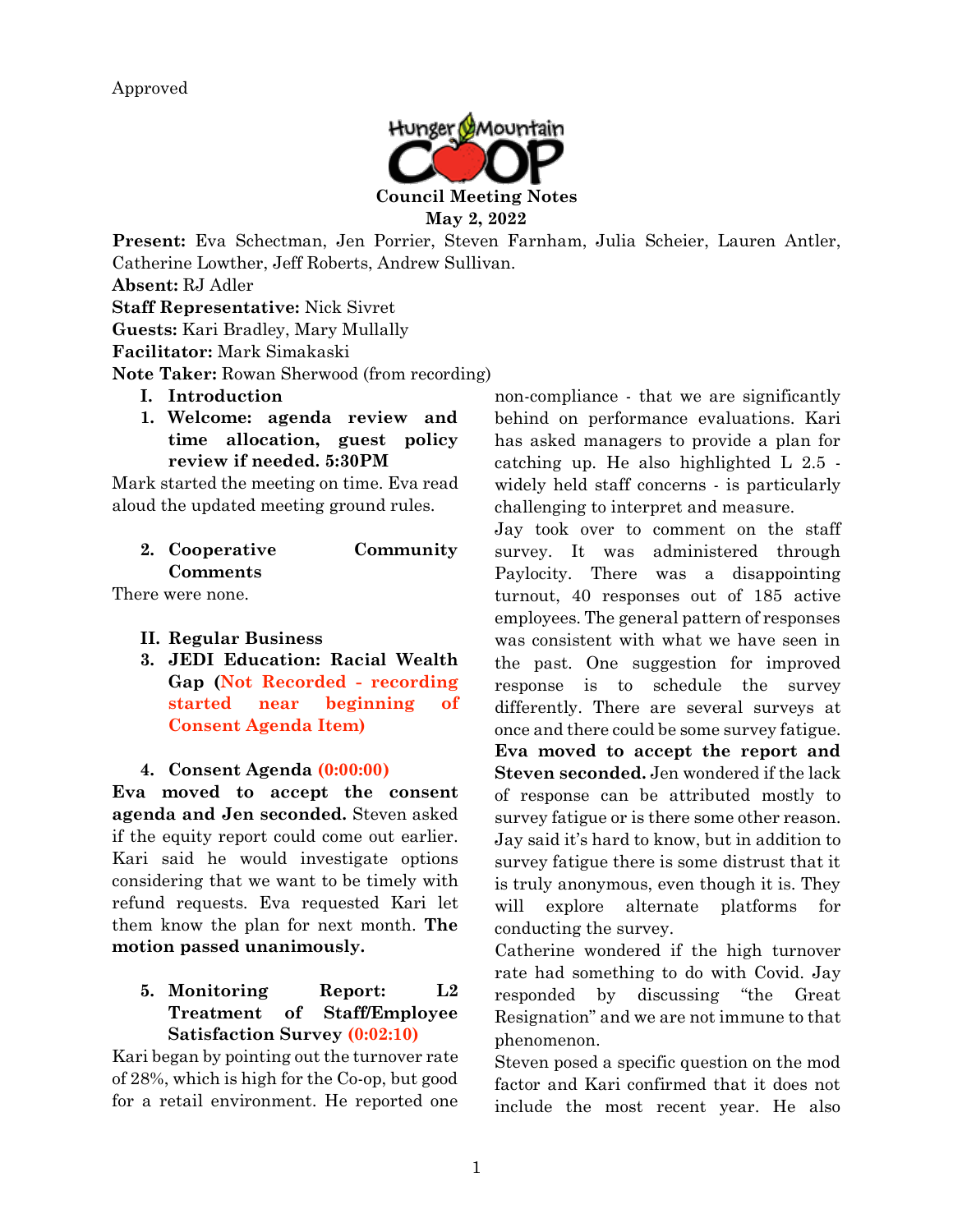Approved

**Council Meeting Notes**
**May 2, 2022**

**Present:** Eva Schectman, Jen Porrier, Steven Farnham, Julia Scheier, Lauren Antler, Catherine Lowther, Jeff Roberts, Andrew Sullivan.
**Absent:** RJ Adler
**Staff Representative:** Nick Sivret
**Guests:** Kari Bradley, Mary Mullally
**Facilitator:** Mark Simakaski
**Note Taker:** Rowan Sherwood (from recording)

## I. Introduction

### 1. Welcome: agenda review and time allocation, guest policy review if needed. 5:30PM

Mark started the meeting on time. Eva read aloud the updated meeting ground rules.

### 2. Cooperative Community Comments

There were none.

## II. Regular Business

### 3. JEDI Education: Racial Wealth Gap (Not Recorded - recording started near beginning of Consent Agenda Item)

### 4. Consent Agenda (0:00:00)

**Eva moved to accept the consent agenda and Jen seconded.** Steven asked if the equity report could come out earlier. Kari said he would investigate options considering that we want to be timely with refund requests. Eva requested Kari let them know the plan for next month. **The motion passed unanimously.**

### 5. Monitoring Report: L2 Treatment of Staff/Employee Satisfaction Survey (0:02:10)

Kari began by pointing out the turnover rate of 28%, which is high for the Co-op, but good for a retail environment. He reported one non-compliance - that we are significantly behind on performance evaluations. Kari has asked managers to provide a plan for catching up. He also highlighted L 2.5 - widely held staff concerns - is particularly challenging to interpret and measure.

Jay took over to comment on the staff survey. It was administered through Paylocity. There was a disappointing turnout, 40 responses out of 185 active employees. The general pattern of responses was consistent with what we have seen in the past. One suggestion for improved response is to schedule the survey differently. There are several surveys at once and there could be some survey fatigue.

**Eva moved to accept the report and Steven seconded.** Jen wondered if the lack of response can be attributed mostly to survey fatigue or is there some other reason. Jay said it's hard to know, but in addition to survey fatigue there is some distrust that it is truly anonymous, even though it is. They will explore alternate platforms for conducting the survey.

Catherine wondered if the high turnover rate had something to do with Covid. Jay responded by discussing "the Great Resignation" and we are not immune to that phenomenon.

Steven posed a specific question on the mod factor and Kari confirmed that it does not include the most recent year. He also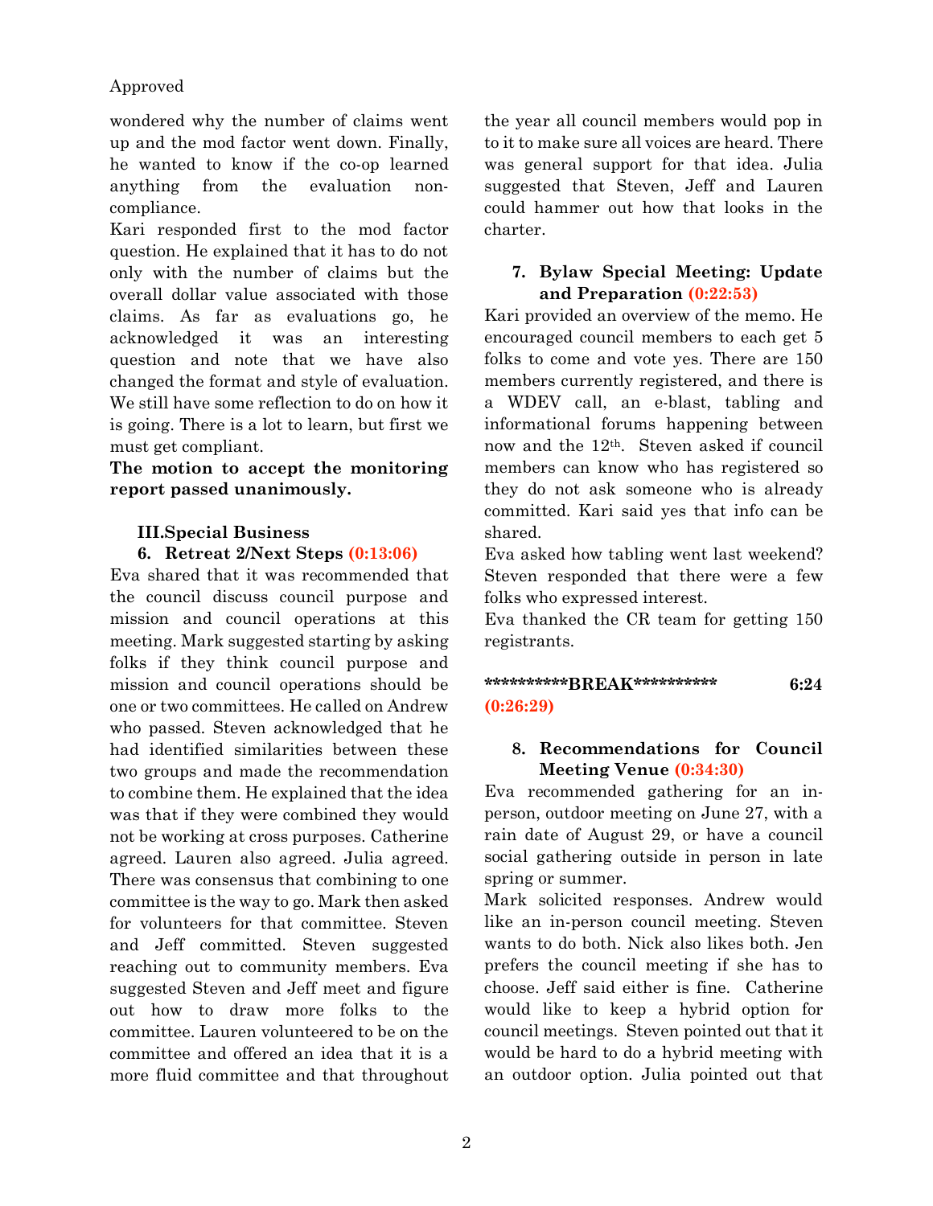wondered why the number of claims went up and the mod factor went down. Finally, he wanted to know if the co-op learned anything from the evaluation non-compliance.

Kari responded first to the mod factor question. He explained that it has to do not only with the number of claims but the overall dollar value associated with those claims. As far as evaluations go, he acknowledged it was an interesting question and note that we have also changed the format and style of evaluation. We still have some reflection to do on how it is going. There is a lot to learn, but first we must get compliant.

**The motion to accept the monitoring report passed unanimously.**

## III. Special Business

### 6. Retreat 2/Next Steps (0:13:06)

Eva shared that it was recommended that the council discuss council purpose and mission and council operations at this meeting. Mark suggested starting by asking folks if they think council purpose and mission and council operations should be one or two committees. He called on Andrew who passed. Steven acknowledged that he had identified similarities between these two groups and made the recommendation to combine them. He explained that the idea was that if they were combined they would not be working at cross purposes. Catherine agreed. Lauren also agreed. Julia agreed. There was consensus that combining to one committee is the way to go. Mark then asked for volunteers for that committee. Steven and Jeff committed. Steven suggested reaching out to community members. Eva suggested Steven and Jeff meet and figure out how to draw more folks to the committee. Lauren volunteered to be on the committee and offered an idea that it is a more fluid committee and that throughout the year all council members would pop in to it to make sure all voices are heard. There was general support for that idea. Julia suggested that Steven, Jeff and Lauren could hammer out how that looks in the charter.

### 7. Bylaw Special Meeting: Update and Preparation (0:22:53)

Kari provided an overview of the memo. He encouraged council members to each get 5 folks to come and vote yes. There are 150 members currently registered, and there is a WDEV call, an e-blast, tabling and informational forums happening between now and the 12th. Steven asked if council members can know who has registered so they do not ask someone who is already committed. Kari said yes that info can be shared.

Eva asked how tabling went last weekend? Steven responded that there were a few folks who expressed interest.

Eva thanked the CR team for getting 150 registrants.

**\*\*\*\*\*\*\*\*\*\*BREAK\*\*\*\*\*\*\*\*\*\*** **6:24** (0:26:29)

### 8. Recommendations for Council Meeting Venue (0:34:30)

Eva recommended gathering for an in-person, outdoor meeting on June 27, with a rain date of August 29, or have a council social gathering outside in person in late spring or summer.

Mark solicited responses. Andrew would like an in-person council meeting. Steven wants to do both. Nick also likes both. Jen prefers the council meeting if she has to choose. Jeff said either is fine. Catherine would like to keep a hybrid option for council meetings. Steven pointed out that it would be hard to do a hybrid meeting with an outdoor option. Julia pointed out that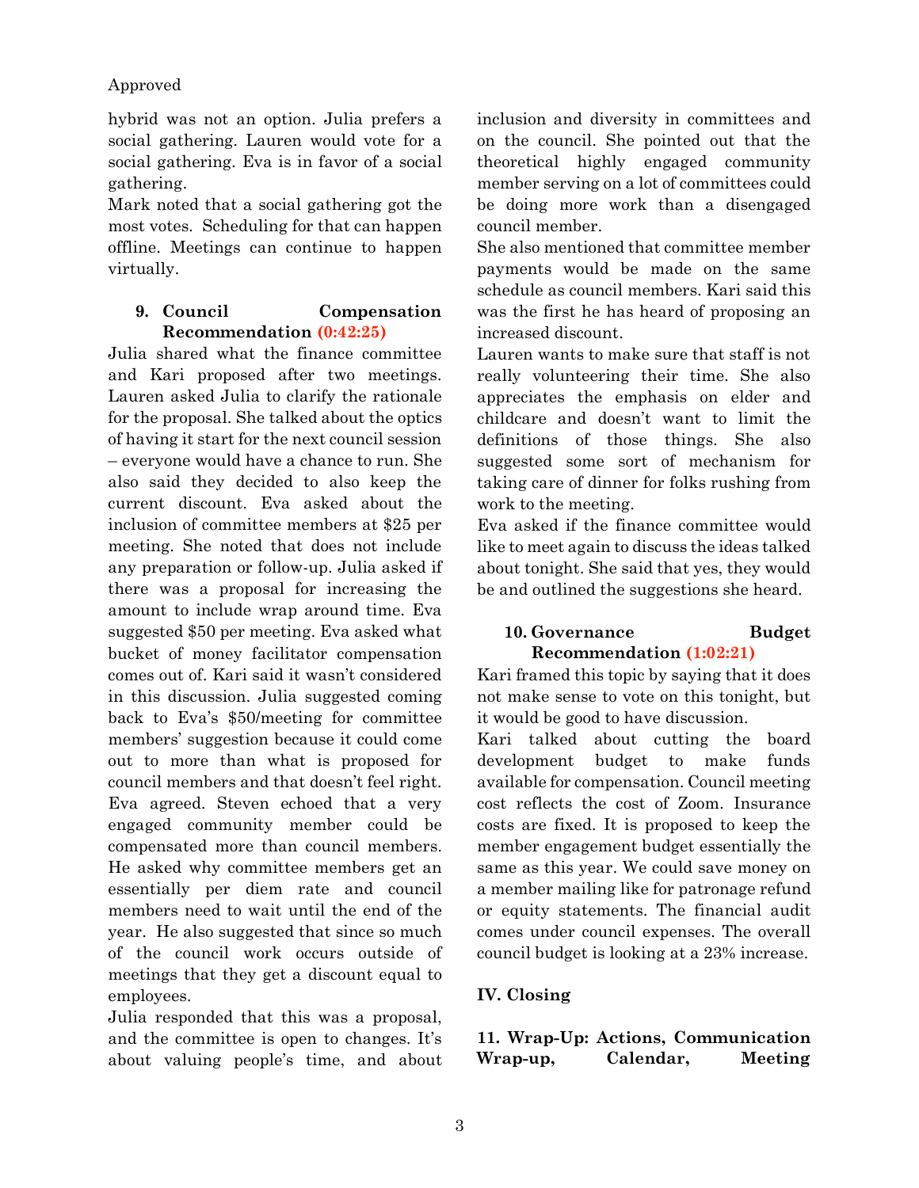hybrid was not an option. Julia prefers a social gathering. Lauren would vote for a social gathering. Eva is in favor of a social gathering.

Mark noted that a social gathering got the most votes. Scheduling for that can happen offline. Meetings can continue to happen virtually.

**9. Council Compensation Recommendation (0:42:25)**

Julia shared what the finance committee and Kari proposed after two meetings. Lauren asked Julia to clarify the rationale for the proposal. She talked about the optics of having it start for the next council session – everyone would have a chance to run. She also said they decided to also keep the current discount. Eva asked about the inclusion of committee members at $25 per meeting. She noted that does not include any preparation or follow-up. Julia asked if there was a proposal for increasing the amount to include wrap around time. Eva suggested $50 per meeting. Eva asked what bucket of money facilitator compensation comes out of. Kari said it wasn't considered in this discussion. Julia suggested coming back to Eva's $50/meeting for committee members' suggestion because it could come out to more than what is proposed for council members and that doesn't feel right. Eva agreed. Steven echoed that a very engaged community member could be compensated more than council members. He asked why committee members get an essentially per diem rate and council members need to wait until the end of the year. He also suggested that since so much of the council work occurs outside of meetings that they get a discount equal to employees.

Julia responded that this was a proposal, and the committee is open to changes. It's about valuing people's time, and about inclusion and diversity in committees and on the council. She pointed out that the theoretical highly engaged community member serving on a lot of committees could be doing more work than a disengaged council member.

She also mentioned that committee member payments would be made on the same schedule as council members. Kari said this was the first he has heard of proposing an increased discount.

Lauren wants to make sure that staff is not really volunteering their time. She also appreciates the emphasis on elder and childcare and doesn't want to limit the definitions of those things. She also suggested some sort of mechanism for taking care of dinner for folks rushing from work to the meeting.

Eva asked if the finance committee would like to meet again to discuss the ideas talked about tonight. She said that yes, they would be and outlined the suggestions she heard.

**10. Governance Budget Recommendation (1:02:21)**

Kari framed this topic by saying that it does not make sense to vote on this tonight, but it would be good to have discussion.

Kari talked about cutting the board development budget to make funds available for compensation. Council meeting cost reflects the cost of Zoom. Insurance costs are fixed. It is proposed to keep the member engagement budget essentially the same as this year. We could save money on a member mailing like for patronage refund or equity statements. The financial audit comes under council expenses. The overall council budget is looking at a 23% increase.

## IV. Closing

**11. Wrap-Up: Actions, Communication Wrap-up, Calendar, Meeting**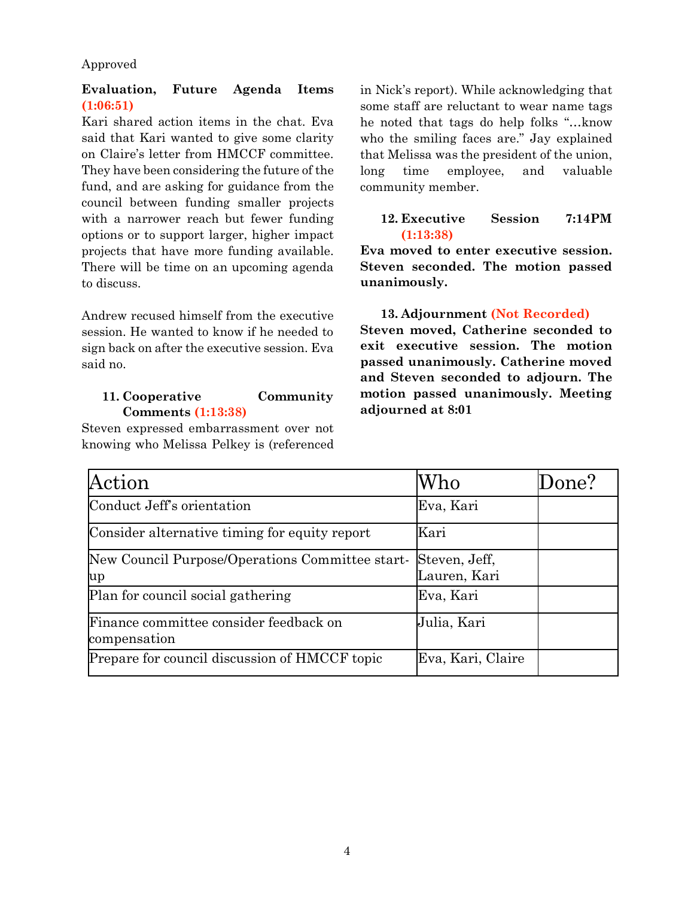Approved

**Evaluation, Future Agenda Items (1:06:51)**

Kari shared action items in the chat. Eva said that Kari wanted to give some clarity on Claire's letter from HMCCF committee. They have been considering the future of the fund, and are asking for guidance from the council between funding smaller projects with a narrower reach but fewer funding options or to support larger, higher impact projects that have more funding available. There will be time on an upcoming agenda to discuss.

Andrew recused himself from the executive session. He wanted to know if he needed to sign back on after the executive session. Eva said no.

**11. Cooperative Community Comments (1:13:38)**

Steven expressed embarrassment over not knowing who Melissa Pelkey is (referenced in Nick's report). While acknowledging that some staff are reluctant to wear name tags he noted that tags do help folks "…know who the smiling faces are." Jay explained that Melissa was the president of the union, long time employee, and valuable community member.

**12. Executive Session 7:14PM (1:13:38)**

**Eva moved to enter executive session. Steven seconded. The motion passed unanimously.**

**13. Adjournment (Not Recorded)**

**Steven moved, Catherine seconded to exit executive session. The motion passed unanimously. Catherine moved and Steven seconded to adjourn. The motion passed unanimously. Meeting adjourned at 8:01**

| Action | Who | Done? |
|---|---|---|
| Conduct Jeff's orientation | Eva, Kari | |
| Consider alternative timing for equity report | Kari | |
| New Council Purpose/Operations Committee start-up | Steven, Jeff, Lauren, Kari | |
| Plan for council social gathering | Eva, Kari | |
| Finance committee consider feedback on compensation | Julia, Kari | |
| Prepare for council discussion of HMCCF topic | Eva, Kari, Claire | |